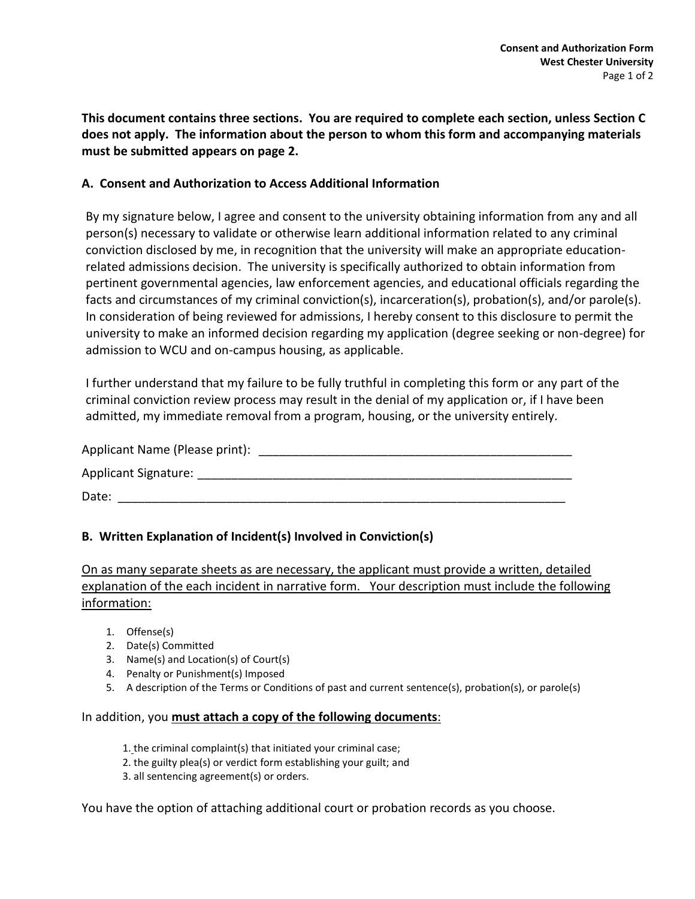**This document contains three sections. You are required to complete each section, unless Section C does not apply. The information about the person to whom this form and accompanying materials must be submitted appears on page 2.**

## A. Consent and Authorization to Access Additional Information

By my signature below, I agree and consent to the university obtaining information from any and all person(s) necessary to validate or otherwise learn additional information related to any criminal conviction disclosed by me, in recognition that the university will make an appropriate education-related admissions decision. The university is specifically authorized to obtain information from pertinent governmental agencies, law enforcement agencies, and educational officials regarding the facts and circumstances of my criminal conviction(s), incarceration(s), probation(s), and/or parole(s). In consideration of being reviewed for admissions, I hereby consent to this disclosure to permit the university to make an informed decision regarding my application (degree seeking or non-degree) for admission to WCU and on-campus housing, as applicable.

I further understand that my failure to be fully truthful in completing this form or any part of the criminal conviction review process may result in the denial of my application or, if I have been admitted, my immediate removal from a program, housing, or the university entirely.

Applicant Name (Please print): ______________________________________________

Applicant Signature: ______________________________________________________

Date: ____________________________________________________________

## B. Written Explanation of Incident(s) Involved in Conviction(s)

<u>On as many separate sheets as are necessary, the applicant must provide a written, detailed explanation of the each incident in narrative form. Your description must include the following information:</u>

1. Offense(s)
2. Date(s) Committed
3. Name(s) and Location(s) of Court(s)
4. Penalty or Punishment(s) Imposed
5. A description of the Terms or Conditions of past and current sentence(s), probation(s), or parole(s)

In addition, you **<u>must attach a copy of the following documents</u>**:

1. the criminal complaint(s) that initiated your criminal case;
2. the guilty plea(s) or verdict form establishing your guilt; and
3. all sentencing agreement(s) or orders.

You have the option of attaching additional court or probation records as you choose.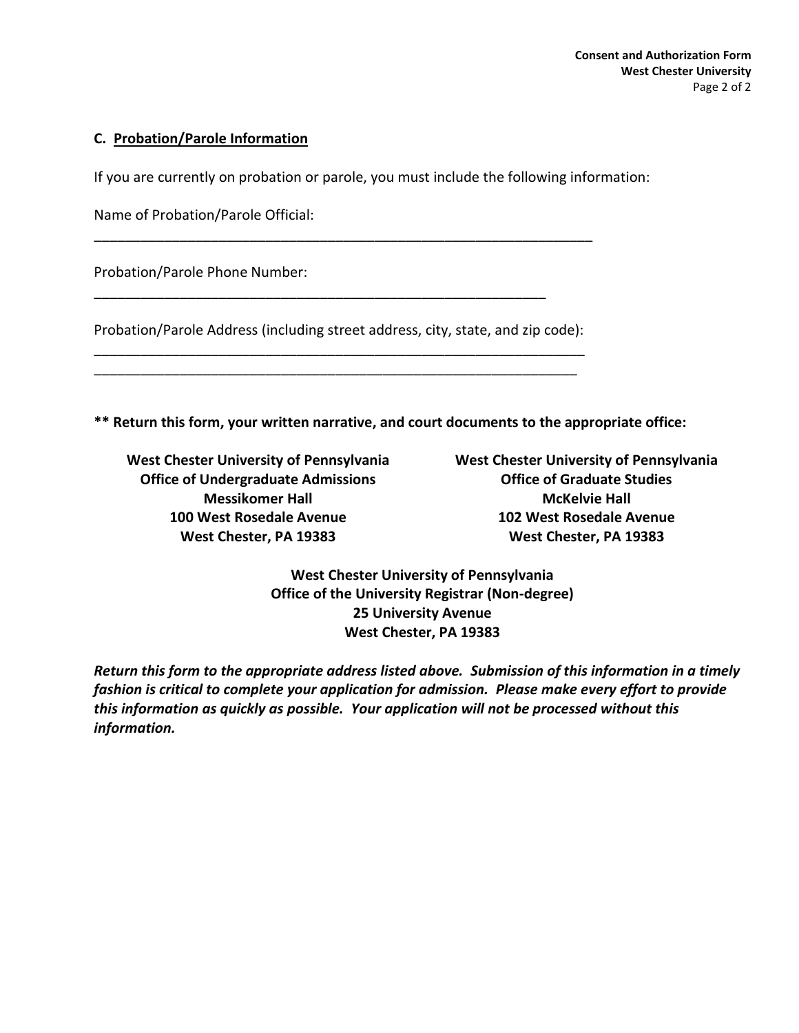### C. Probation/Parole Information

If you are currently on probation or parole, you must include the following information:

Name of Probation/Parole Official:

_________________________________________________________________

Probation/Parole Phone Number:

___________________________________________________________

Probation/Parole Address (including street address, city, state, and zip code):

________________________________________________________________
________________________________________________________________

**\*\* Return this form, your written narrative, and court documents to the appropriate office:**

**West Chester University of Pennsylvania**
**Office of Undergraduate Admissions**
**Messikomer Hall**
**100 West Rosedale Avenue**
**West Chester, PA 19383**

**West Chester University of Pennsylvania**
**Office of Graduate Studies**
**McKelvie Hall**
**102 West Rosedale Avenue**
**West Chester, PA 19383**

**West Chester University of Pennsylvania**
**Office of the University Registrar (Non-degree)**
**25 University Avenue**
**West Chester, PA 19383**

***Return this form to the appropriate address listed above. Submission of this information in a timely fashion is critical to complete your application for admission. Please make every effort to provide this information as quickly as possible. Your application will not be processed without this information.***